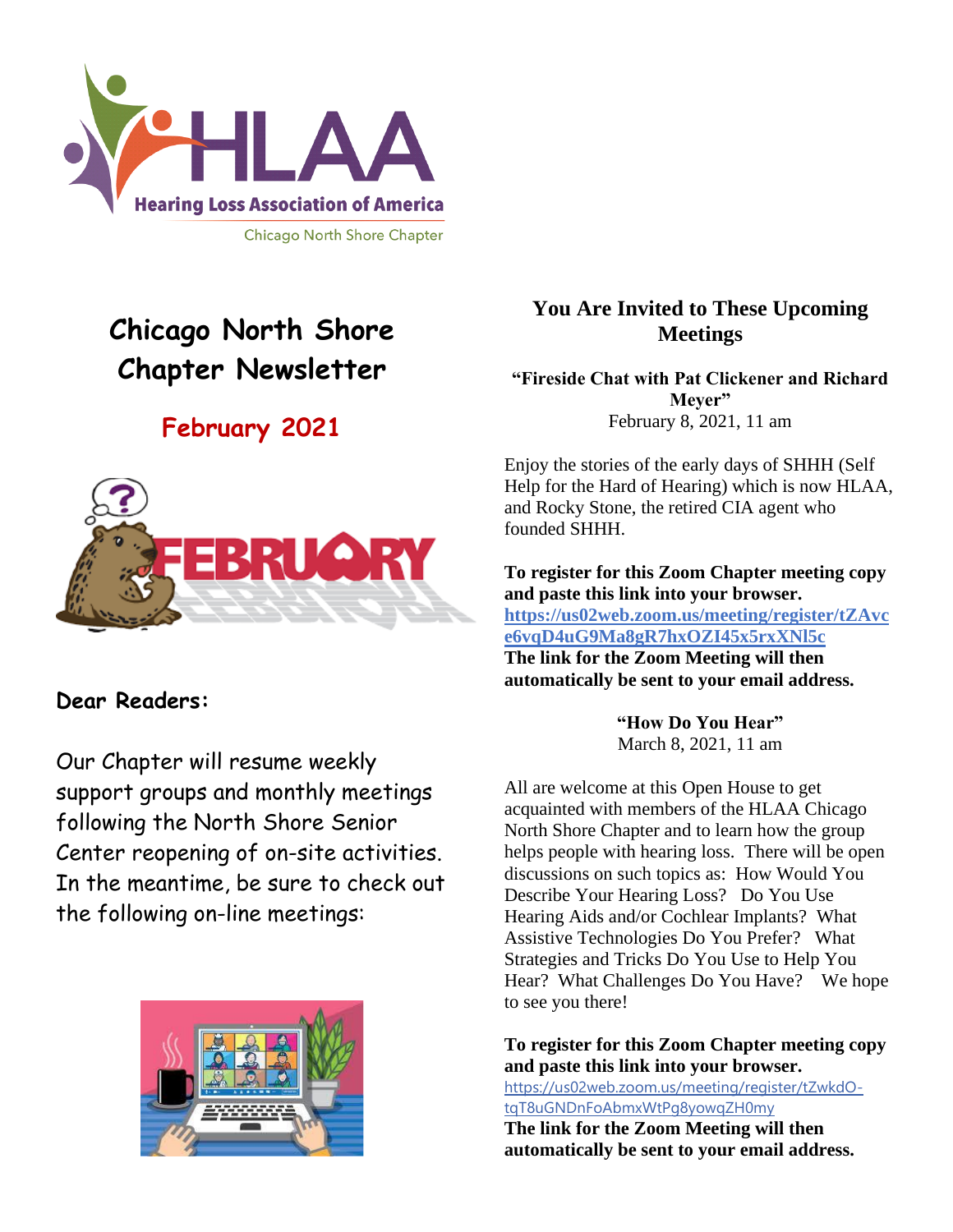Hearing Loss Association of America

Chicago North Shore Chapter

# Chicago North Shore Chapter Newsletter

## February 2021

**Dear Readers:**

Our Chapter will resume weekly support groups and monthly meetings following the North Shore Senior Center reopening of on-site activities. In the meantime, be sure to check out the following on-line meetings:

## You Are Invited to These Upcoming Meetings

**"Fireside Chat with Pat Clickener and Richard Meyer"**
February 8, 2021, 11 am

Enjoy the stories of the early days of SHHH (Self Help for the Hard of Hearing) which is now HLAA, and Rocky Stone, the retired CIA agent who founded SHHH.

**To register for this Zoom Chapter meeting copy and paste this link into your browser.**
**https://us02web.zoom.us/meeting/register/tZAvce6vqD4uG9Ma8gR7hxOZI45x5rxXNl5c**
**The link for the Zoom Meeting will then automatically be sent to your email address.**

**"How Do You Hear"**
March 8, 2021, 11 am

All are welcome at this Open House to get acquainted with members of the HLAA Chicago North Shore Chapter and to learn how the group helps people with hearing loss. There will be open discussions on such topics as: How Would You Describe Your Hearing Loss? Do You Use Hearing Aids and/or Cochlear Implants? What Assistive Technologies Do You Prefer? What Strategies and Tricks Do You Use to Help You Hear? What Challenges Do You Have? We hope to see you there!

**To register for this Zoom Chapter meeting copy and paste this link into your browser.**
https://us02web.zoom.us/meeting/register/tZwkdO-tqT8uGNDnFoAbmxWtPg8yowqZH0my
**The link for the Zoom Meeting will then automatically be sent to your email address.**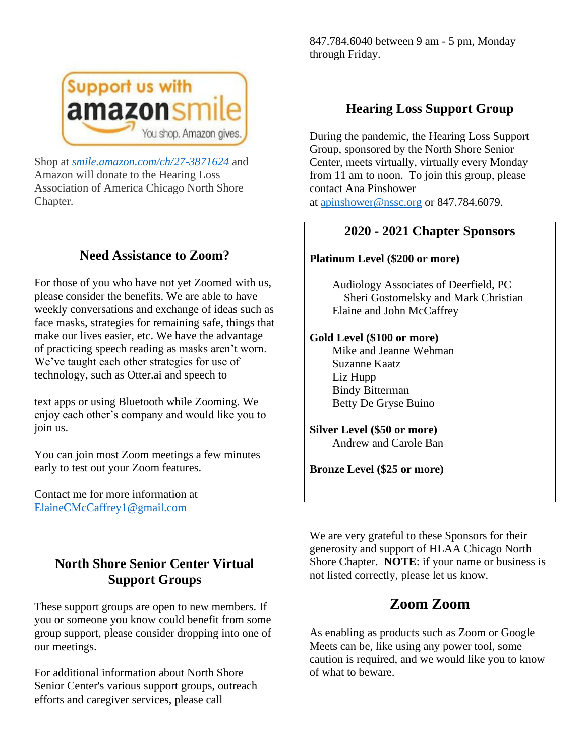Support us with amazonsmile You shop. Amazon gives.

Shop at *smile.amazon.com/ch/27-3871624* and Amazon will donate to the Hearing Loss Association of America Chicago North Shore Chapter.

## Need Assistance to Zoom?

For those of you who have not yet Zoomed with us, please consider the benefits. We are able to have weekly conversations and exchange of ideas such as face masks, strategies for remaining safe, things that make our lives easier, etc. We have the advantage of practicing speech reading as masks aren't worn. We've taught each other strategies for use of technology, such as Otter.ai and speech to text apps or using Bluetooth while Zooming. We enjoy each other's company and would like you to join us.

You can join most Zoom meetings a few minutes early to test out your Zoom features.

Contact me for more information at ElaineCMcCaffrey1@gmail.com

## North Shore Senior Center Virtual Support Groups

These support groups are open to new members. If you or someone you know could benefit from some group support, please consider dropping into one of our meetings.

For additional information about North Shore Senior Center's various support groups, outreach efforts and caregiver services, please call 847.784.6040 between 9 am - 5 pm, Monday through Friday.

## Hearing Loss Support Group

During the pandemic, the Hearing Loss Support Group, sponsored by the North Shore Senior Center, meets virtually, virtually every Monday from 11 am to noon. To join this group, please contact Ana Pinshower at apinshower@nssc.org or 847.784.6079.

## 2020 - 2021 Chapter Sponsors

**Platinum Level ($200 or more)**

Audiology Associates of Deerfield, PC
Sheri Gostomelsky and Mark Christian
Elaine and John McCaffrey

**Gold Level ($100 or more)**

Mike and Jeanne Wehman
Suzanne Kaatz
Liz Hupp
Bindy Bitterman
Betty De Gryse Buino

**Silver Level ($50 or more)**

Andrew and Carole Ban

**Bronze Level ($25 or more)**

We are very grateful to these Sponsors for their generosity and support of HLAA Chicago North Shore Chapter. **NOTE**: if your name or business is not listed correctly, please let us know.

## Zoom Zoom

As enabling as products such as Zoom or Google Meets can be, like using any power tool, some caution is required, and we would like you to know of what to beware.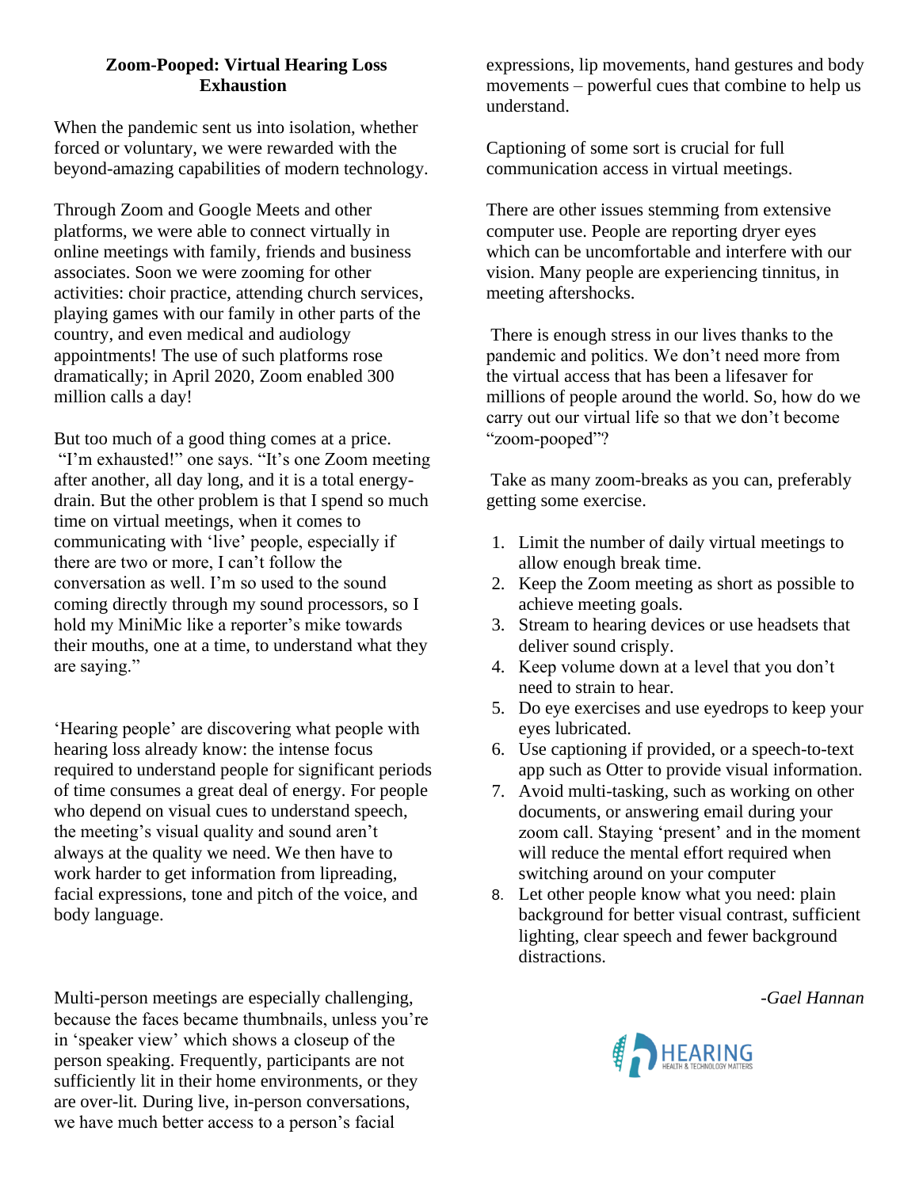## Zoom-Pooped: Virtual Hearing Loss Exhaustion

When the pandemic sent us into isolation, whether forced or voluntary, we were rewarded with the beyond-amazing capabilities of modern technology.

Through Zoom and Google Meets and other platforms, we were able to connect virtually in online meetings with family, friends and business associates. Soon we were zooming for other activities: choir practice, attending church services, playing games with our family in other parts of the country, and even medical and audiology appointments! The use of such platforms rose dramatically; in April 2020, Zoom enabled 300 million calls a day!

But too much of a good thing comes at a price. "I'm exhausted!" one says. "It's one Zoom meeting after another, all day long, and it is a total energy-drain. But the other problem is that I spend so much time on virtual meetings, when it comes to communicating with 'live' people, especially if there are two or more, I can't follow the conversation as well. I'm so used to the sound coming directly through my sound processors, so I hold my MiniMic like a reporter's mike towards their mouths, one at a time, to understand what they are saying."

'Hearing people' are discovering what people with hearing loss already know: the intense focus required to understand people for significant periods of time consumes a great deal of energy. For people who depend on visual cues to understand speech, the meeting's visual quality and sound aren't always at the quality we need. We then have to work harder to get information from lipreading, facial expressions, tone and pitch of the voice, and body language.

Multi-person meetings are especially challenging, because the faces became thumbnails, unless you're in 'speaker view' which shows a closeup of the person speaking. Frequently, participants are not sufficiently lit in their home environments, or they are over-lit. During live, in-person conversations, we have much better access to a person's facial expressions, lip movements, hand gestures and body movements – powerful cues that combine to help us understand.

Captioning of some sort is crucial for full communication access in virtual meetings.

There are other issues stemming from extensive computer use. People are reporting dryer eyes which can be uncomfortable and interfere with our vision. Many people are experiencing tinnitus, in meeting aftershocks.

There is enough stress in our lives thanks to the pandemic and politics. We don't need more from the virtual access that has been a lifesaver for millions of people around the world. So, how do we carry out our virtual life so that we don't become "zoom-pooped"?

Take as many zoom-breaks as you can, preferably getting some exercise.

1. Limit the number of daily virtual meetings to allow enough break time.
2. Keep the Zoom meeting as short as possible to achieve meeting goals.
3. Stream to hearing devices or use headsets that deliver sound crisply.
4. Keep volume down at a level that you don't need to strain to hear.
5. Do eye exercises and use eyedrops to keep your eyes lubricated.
6. Use captioning if provided, or a speech-to-text app such as Otter to provide visual information.
7. Avoid multi-tasking, such as working on other documents, or answering email during your zoom call. Staying 'present' and in the moment will reduce the mental effort required when switching around on your computer
8. Let other people know what you need: plain background for better visual contrast, sufficient lighting, clear speech and fewer background distractions.

*-Gael Hannan*

HEARING HEALTH & TECHNOLOGY MATTERS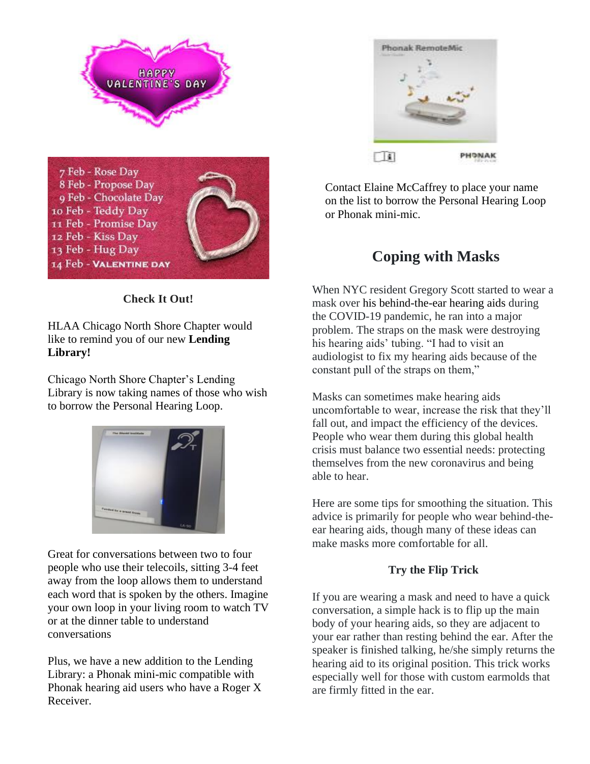**Check It Out!**

HLAA Chicago North Shore Chapter would like to remind you of our new **Lending Library!**

Chicago North Shore Chapter's Lending Library is now taking names of those who wish to borrow the Personal Hearing Loop.

Great for conversations between two to four people who use their telecoils, sitting 3-4 feet away from the loop allows them to understand each word that is spoken by the others. Imagine your own loop in your living room to watch TV or at the dinner table to understand conversations

Plus, we have a new addition to the Lending Library: a Phonak mini-mic compatible with Phonak hearing aid users who have a Roger X Receiver.

Contact Elaine McCaffrey to place your name on the list to borrow the Personal Hearing Loop or Phonak mini-mic.

## Coping with Masks

When NYC resident Gregory Scott started to wear a mask over his behind-the-ear hearing aids during the COVID-19 pandemic, he ran into a major problem. The straps on the mask were destroying his hearing aids' tubing. "I had to visit an audiologist to fix my hearing aids because of the constant pull of the straps on them,"

Masks can sometimes make hearing aids uncomfortable to wear, increase the risk that they'll fall out, and impact the efficiency of the devices. People who wear them during this global health crisis must balance two essential needs: protecting themselves from the new coronavirus and being able to hear.

Here are some tips for smoothing the situation. This advice is primarily for people who wear behind-the-ear hearing aids, though many of these ideas can make masks more comfortable for all.

**Try the Flip Trick**

If you are wearing a mask and need to have a quick conversation, a simple hack is to flip up the main body of your hearing aids, so they are adjacent to your ear rather than resting behind the ear. After the speaker is finished talking, he/she simply returns the hearing aid to its original position. This trick works especially well for those with custom earmolds that are firmly fitted in the ear.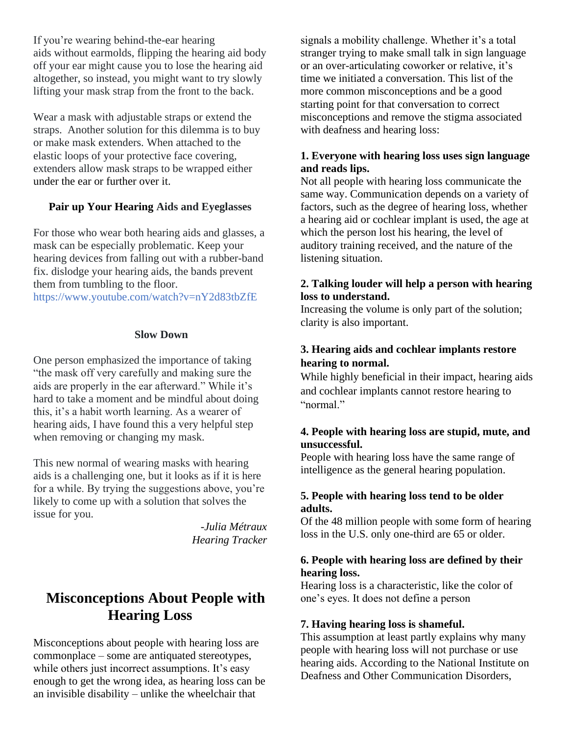If you're wearing behind-the-ear hearing aids without earmolds, flipping the hearing aid body off your ear might cause you to lose the hearing aid altogether, so instead, you might want to try slowly lifting your mask strap from the front to the back.

Wear a mask with adjustable straps or extend the straps. Another solution for this dilemma is to buy or make mask extenders. When attached to the elastic loops of your protective face covering, extenders allow mask straps to be wrapped either under the ear or further over it.

**Pair up Your Hearing Aids and Eyeglasses**

For those who wear both hearing aids and glasses, a mask can be especially problematic. Keep your hearing devices from falling out with a rubber-band fix. dislodge your hearing aids, the bands prevent them from tumbling to the floor.
https://www.youtube.com/watch?v=nY2d83tbZfE

**Slow Down**

One person emphasized the importance of taking "the mask off very carefully and making sure the aids are properly in the ear afterward." While it's hard to take a moment and be mindful about doing this, it's a habit worth learning. As a wearer of hearing aids, I have found this a very helpful step when removing or changing my mask.

This new normal of wearing masks with hearing aids is a challenging one, but it looks as if it is here for a while. By trying the suggestions above, you're likely to come up with a solution that solves the issue for you.

*-Julia Métraux*
*Hearing Tracker*

## Misconceptions About People with Hearing Loss

Misconceptions about people with hearing loss are commonplace – some are antiquated stereotypes, while others just incorrect assumptions. It's easy enough to get the wrong idea, as hearing loss can be an invisible disability – unlike the wheelchair that signals a mobility challenge. Whether it's a total stranger trying to make small talk in sign language or an over-articulating coworker or relative, it's time we initiated a conversation. This list of the more common misconceptions and be a good starting point for that conversation to correct misconceptions and remove the stigma associated with deafness and hearing loss:

**1. Everyone with hearing loss uses sign language and reads lips.**
Not all people with hearing loss communicate the same way. Communication depends on a variety of factors, such as the degree of hearing loss, whether a hearing aid or cochlear implant is used, the age at which the person lost his hearing, the level of auditory training received, and the nature of the listening situation.

**2. Talking louder will help a person with hearing loss to understand.**
Increasing the volume is only part of the solution; clarity is also important.

**3. Hearing aids and cochlear implants restore hearing to normal.**
While highly beneficial in their impact, hearing aids and cochlear implants cannot restore hearing to "normal."

**4. People with hearing loss are stupid, mute, and unsuccessful.**
People with hearing loss have the same range of intelligence as the general hearing population.

**5. People with hearing loss tend to be older adults.**
Of the 48 million people with some form of hearing loss in the U.S. only one-third are 65 or older.

**6. People with hearing loss are defined by their hearing loss.**
Hearing loss is a characteristic, like the color of one's eyes. It does not define a person

**7. Having hearing loss is shameful.**
This assumption at least partly explains why many people with hearing loss will not purchase or use hearing aids. According to the National Institute on Deafness and Other Communication Disorders,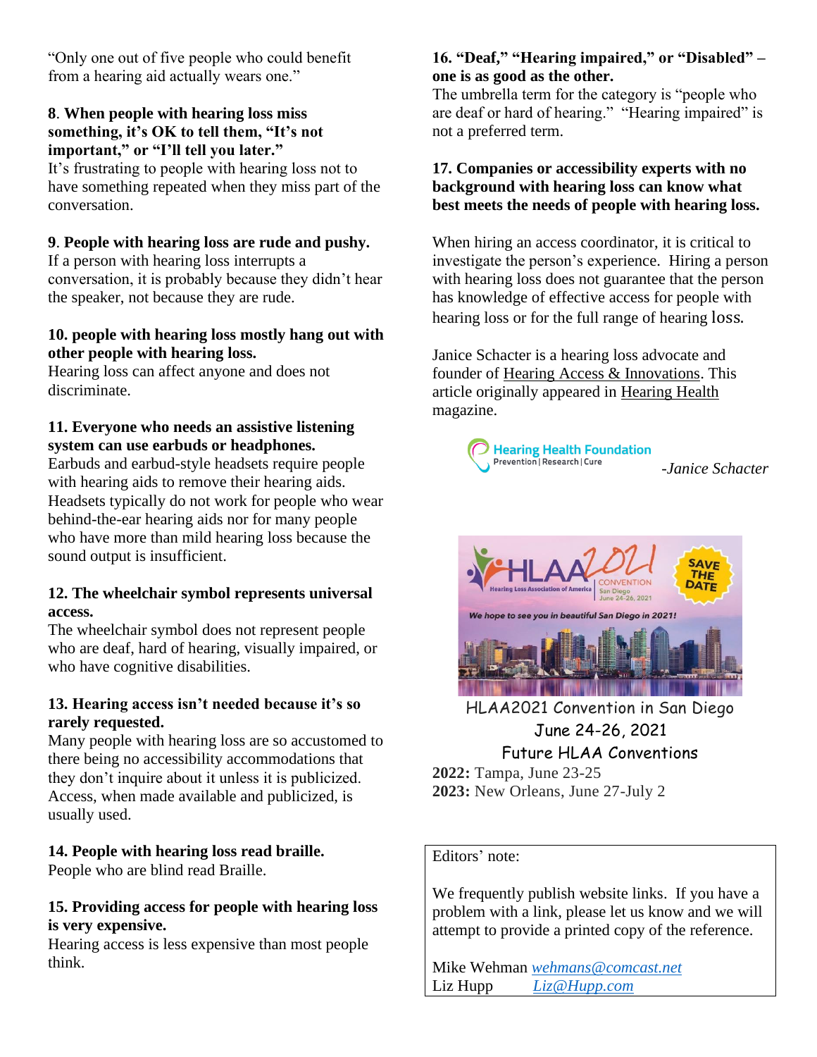"Only one out of five people who could benefit from a hearing aid actually wears one."

**8. When people with hearing loss miss something, it's OK to tell them, "It's not important," or "I'll tell you later."**
It's frustrating to people with hearing loss not to have something repeated when they miss part of the conversation.

**9. People with hearing loss are rude and pushy.**
If a person with hearing loss interrupts a conversation, it is probably because they didn't hear the speaker, not because they are rude.

**10. people with hearing loss mostly hang out with other people with hearing loss.**
Hearing loss can affect anyone and does not discriminate.

**11. Everyone who needs an assistive listening system can use earbuds or headphones.**
Earbuds and earbud-style headsets require people with hearing aids to remove their hearing aids. Headsets typically do not work for people who wear behind-the-ear hearing aids nor for many people who have more than mild hearing loss because the sound output is insufficient.

**12. The wheelchair symbol represents universal access.**
The wheelchair symbol does not represent people who are deaf, hard of hearing, visually impaired, or who have cognitive disabilities.

**13. Hearing access isn't needed because it's so rarely requested.**
Many people with hearing loss are so accustomed to there being no accessibility accommodations that they don't inquire about it unless it is publicized. Access, when made available and publicized, is usually used.

**14. People with hearing loss read braille.**
People who are blind read Braille.

**15. Providing access for people with hearing loss is very expensive.**
Hearing access is less expensive than most people think.

**16. "Deaf," "Hearing impaired," or "Disabled" – one is as good as the other.**
The umbrella term for the category is "people who are deaf or hard of hearing." "Hearing impaired" is not a preferred term.

**17. Companies or accessibility experts with no background with hearing loss can know what best meets the needs of people with hearing loss.**

When hiring an access coordinator, it is critical to investigate the person's experience. Hiring a person with hearing loss does not guarantee that the person has knowledge of effective access for people with hearing loss or for the full range of hearing loss.

Janice Schacter is a hearing loss advocate and founder of Hearing Access & Innovations. This article originally appeared in Hearing Health magazine.

Hearing Health Foundation
Prevention | Research | Cure

*-Janice Schacter*

HLAA 2021 CONVENTION San Diego June 24-26, 2021
Hearing Loss Association of America
SAVE THE DATE
*We hope to see you in beautiful San Diego in 2021!*

HLAA2021 Convention in San Diego
June 24-26, 2021
Future HLAA Conventions
**2022:** Tampa, June 23-25
**2023:** New Orleans, June 27-July 2

Editors' note:

We frequently publish website links. If you have a problem with a link, please let us know and we will attempt to provide a printed copy of the reference.

Mike Wehman *wehmans@comcast.net*
Liz Hupp *Liz@Hupp.com*